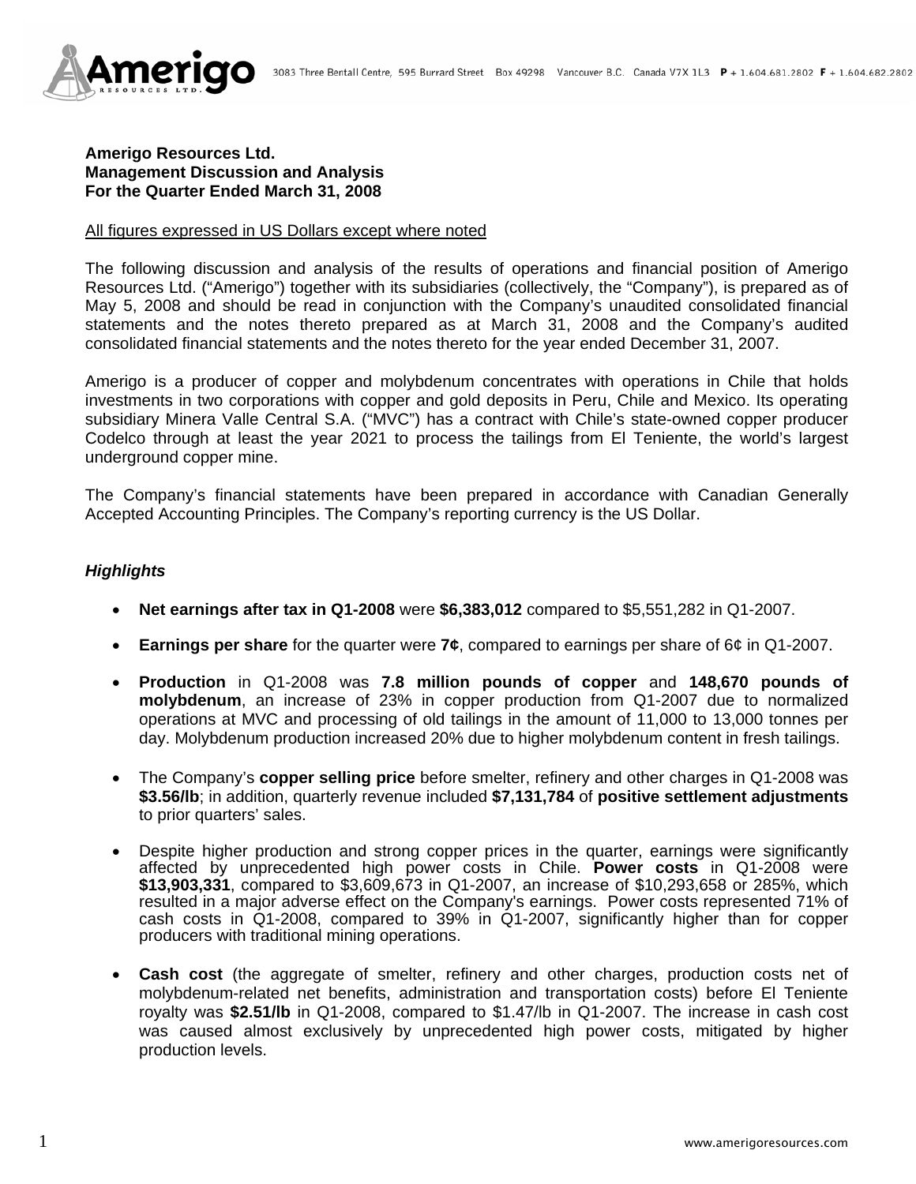**Amerigo Resources Ltd.**
**Management Discussion and Analysis**
**For the Quarter Ended March 31, 2008**

All figures expressed in US Dollars except where noted

The following discussion and analysis of the results of operations and financial position of Amerigo Resources Ltd. ("Amerigo") together with its subsidiaries (collectively, the "Company"), is prepared as of May 5, 2008 and should be read in conjunction with the Company's unaudited consolidated financial statements and the notes thereto prepared as at March 31, 2008 and the Company's audited consolidated financial statements and the notes thereto for the year ended December 31, 2007.

Amerigo is a producer of copper and molybdenum concentrates with operations in Chile that holds investments in two corporations with copper and gold deposits in Peru, Chile and Mexico. Its operating subsidiary Minera Valle Central S.A. ("MVC") has a contract with Chile's state-owned copper producer Codelco through at least the year 2021 to process the tailings from El Teniente, the world's largest underground copper mine.

The Company's financial statements have been prepared in accordance with Canadian Generally Accepted Accounting Principles. The Company's reporting currency is the US Dollar.

***Highlights***

- **Net earnings after tax in Q1-2008** were **$6,383,012** compared to $5,551,282 in Q1-2007.
- **Earnings per share** for the quarter were **7¢**, compared to earnings per share of 6¢ in Q1-2007.
- **Production** in Q1-2008 was **7.8 million pounds of copper** and **148,670 pounds of molybdenum**, an increase of 23% in copper production from Q1-2007 due to normalized operations at MVC and processing of old tailings in the amount of 11,000 to 13,000 tonnes per day. Molybdenum production increased 20% due to higher molybdenum content in fresh tailings.
- The Company's **copper selling price** before smelter, refinery and other charges in Q1-2008 was **$3.56/lb**; in addition, quarterly revenue included **$7,131,784** of **positive settlement adjustments** to prior quarters' sales.
- Despite higher production and strong copper prices in the quarter, earnings were significantly affected by unprecedented high power costs in Chile. **Power costs** in Q1-2008 were **$13,903,331**, compared to $3,609,673 in Q1-2007, an increase of $10,293,658 or 285%, which resulted in a major adverse effect on the Company's earnings. Power costs represented 71% of cash costs in Q1-2008, compared to 39% in Q1-2007, significantly higher than for copper producers with traditional mining operations.
- **Cash cost** (the aggregate of smelter, refinery and other charges, production costs net of molybdenum-related net benefits, administration and transportation costs) before El Teniente royalty was **$2.51/lb** in Q1-2008, compared to $1.47/lb in Q1-2007. The increase in cash cost was caused almost exclusively by unprecedented high power costs, mitigated by higher production levels.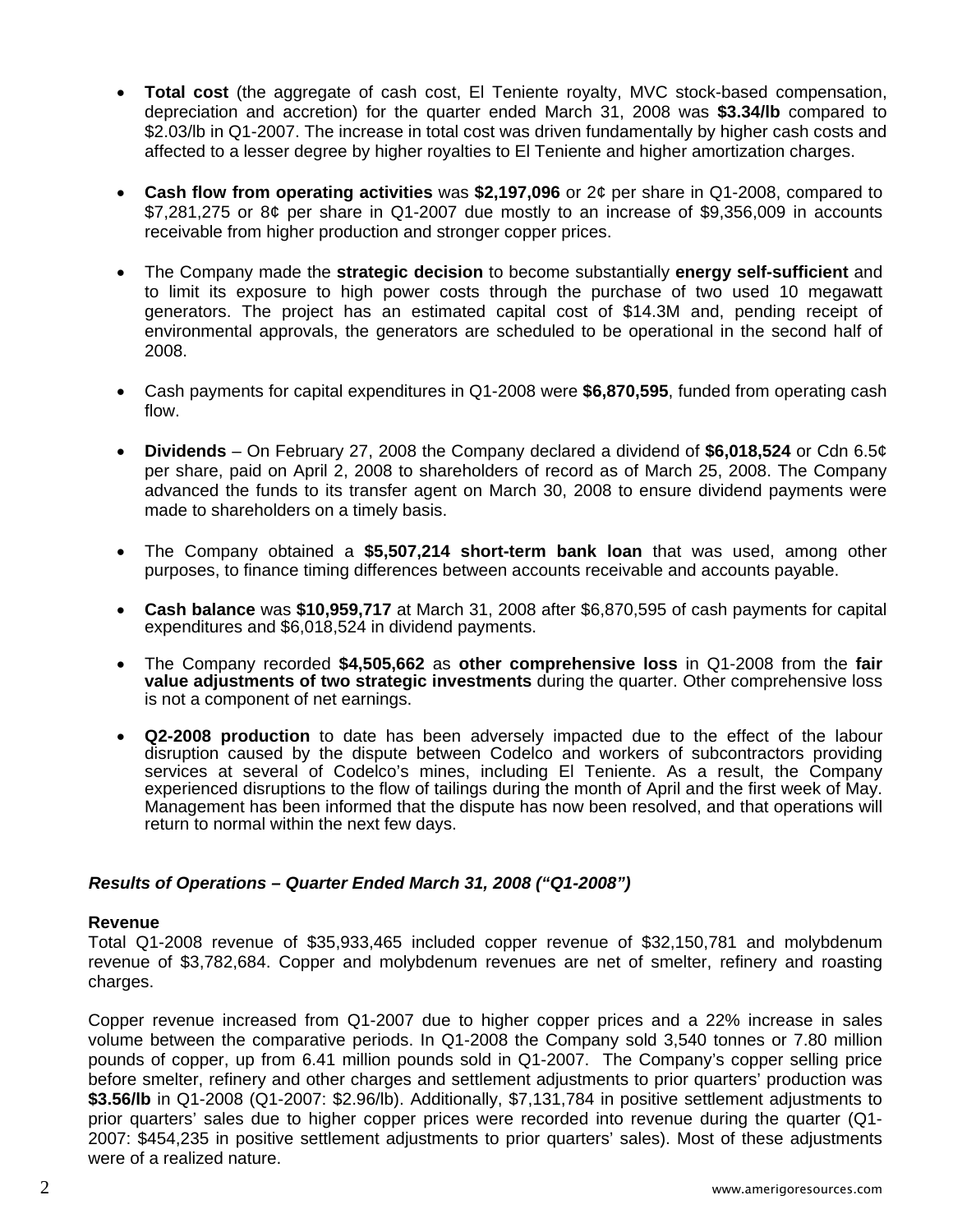- **Total cost** (the aggregate of cash cost, El Teniente royalty, MVC stock-based compensation, depreciation and accretion) for the quarter ended March 31, 2008 was **$3.34/lb** compared to $2.03/lb in Q1-2007. The increase in total cost was driven fundamentally by higher cash costs and affected to a lesser degree by higher royalties to El Teniente and higher amortization charges.

- **Cash flow from operating activities** was **$2,197,096** or 2¢ per share in Q1-2008, compared to $7,281,275 or 8¢ per share in Q1-2007 due mostly to an increase of $9,356,009 in accounts receivable from higher production and stronger copper prices.

- The Company made the **strategic decision** to become substantially **energy self-sufficient** and to limit its exposure to high power costs through the purchase of two used 10 megawatt generators. The project has an estimated capital cost of $14.3M and, pending receipt of environmental approvals, the generators are scheduled to be operational in the second half of 2008.

- Cash payments for capital expenditures in Q1-2008 were **$6,870,595**, funded from operating cash flow.

- **Dividends** – On February 27, 2008 the Company declared a dividend of **$6,018,524** or Cdn 6.5¢ per share, paid on April 2, 2008 to shareholders of record as of March 25, 2008. The Company advanced the funds to its transfer agent on March 30, 2008 to ensure dividend payments were made to shareholders on a timely basis.

- The Company obtained a **$5,507,214 short-term bank loan** that was used, among other purposes, to finance timing differences between accounts receivable and accounts payable.

- **Cash balance** was **$10,959,717** at March 31, 2008 after $6,870,595 of cash payments for capital expenditures and $6,018,524 in dividend payments.

- The Company recorded **$4,505,662** as **other comprehensive loss** in Q1-2008 from the **fair value adjustments of two strategic investments** during the quarter. Other comprehensive loss is not a component of net earnings.

- **Q2-2008 production** to date has been adversely impacted due to the effect of the labour disruption caused by the dispute between Codelco and workers of subcontractors providing services at several of Codelco's mines, including El Teniente. As a result, the Company experienced disruptions to the flow of tailings during the month of April and the first week of May. Management has been informed that the dispute has now been resolved, and that operations will return to normal within the next few days.

### *Results of Operations – Quarter Ended March 31, 2008 ("Q1-2008")*

**Revenue**

Total Q1-2008 revenue of $35,933,465 included copper revenue of $32,150,781 and molybdenum revenue of $3,782,684. Copper and molybdenum revenues are net of smelter, refinery and roasting charges.

Copper revenue increased from Q1-2007 due to higher copper prices and a 22% increase in sales volume between the comparative periods. In Q1-2008 the Company sold 3,540 tonnes or 7.80 million pounds of copper, up from 6.41 million pounds sold in Q1-2007. The Company's copper selling price before smelter, refinery and other charges and settlement adjustments to prior quarters' production was **$3.56/lb** in Q1-2008 (Q1-2007: $2.96/lb). Additionally, $7,131,784 in positive settlement adjustments to prior quarters' sales due to higher copper prices were recorded into revenue during the quarter (Q1-2007: $454,235 in positive settlement adjustments to prior quarters' sales). Most of these adjustments were of a realized nature.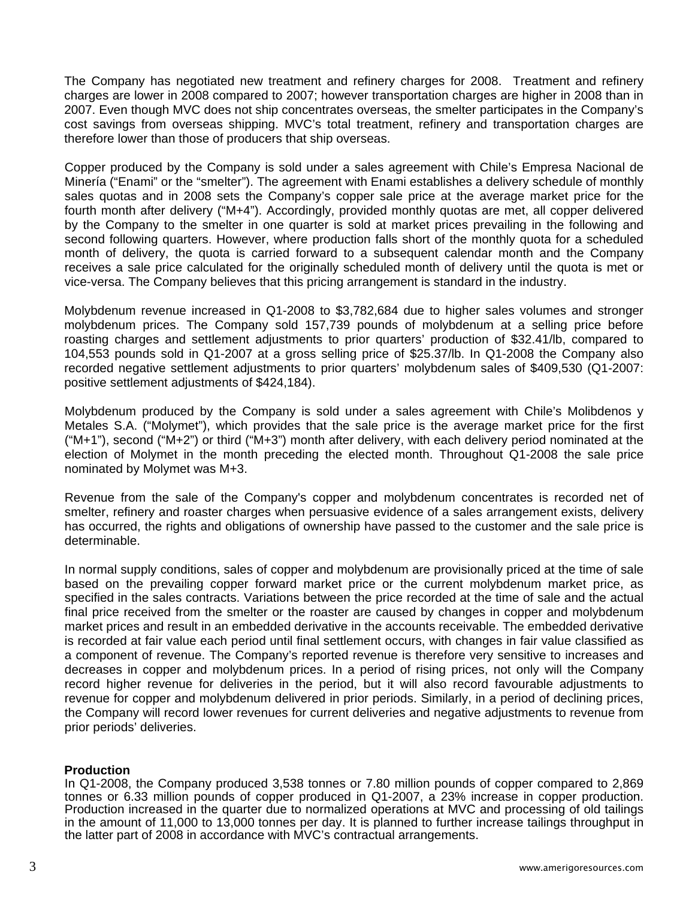The Company has negotiated new treatment and refinery charges for 2008. Treatment and refinery charges are lower in 2008 compared to 2007; however transportation charges are higher in 2008 than in 2007. Even though MVC does not ship concentrates overseas, the smelter participates in the Company's cost savings from overseas shipping. MVC's total treatment, refinery and transportation charges are therefore lower than those of producers that ship overseas.

Copper produced by the Company is sold under a sales agreement with Chile's Empresa Nacional de Minería ("Enami" or the "smelter"). The agreement with Enami establishes a delivery schedule of monthly sales quotas and in 2008 sets the Company's copper sale price at the average market price for the fourth month after delivery ("M+4"). Accordingly, provided monthly quotas are met, all copper delivered by the Company to the smelter in one quarter is sold at market prices prevailing in the following and second following quarters. However, where production falls short of the monthly quota for a scheduled month of delivery, the quota is carried forward to a subsequent calendar month and the Company receives a sale price calculated for the originally scheduled month of delivery until the quota is met or vice-versa. The Company believes that this pricing arrangement is standard in the industry.

Molybdenum revenue increased in Q1-2008 to $3,782,684 due to higher sales volumes and stronger molybdenum prices. The Company sold 157,739 pounds of molybdenum at a selling price before roasting charges and settlement adjustments to prior quarters' production of $32.41/lb, compared to 104,553 pounds sold in Q1-2007 at a gross selling price of $25.37/lb. In Q1-2008 the Company also recorded negative settlement adjustments to prior quarters' molybdenum sales of $409,530 (Q1-2007: positive settlement adjustments of $424,184).

Molybdenum produced by the Company is sold under a sales agreement with Chile's Molibdenos y Metales S.A. ("Molymet"), which provides that the sale price is the average market price for the first ("M+1"), second ("M+2") or third ("M+3") month after delivery, with each delivery period nominated at the election of Molymet in the month preceding the elected month. Throughout Q1-2008 the sale price nominated by Molymet was M+3.

Revenue from the sale of the Company's copper and molybdenum concentrates is recorded net of smelter, refinery and roaster charges when persuasive evidence of a sales arrangement exists, delivery has occurred, the rights and obligations of ownership have passed to the customer and the sale price is determinable.

In normal supply conditions, sales of copper and molybdenum are provisionally priced at the time of sale based on the prevailing copper forward market price or the current molybdenum market price, as specified in the sales contracts. Variations between the price recorded at the time of sale and the actual final price received from the smelter or the roaster are caused by changes in copper and molybdenum market prices and result in an embedded derivative in the accounts receivable. The embedded derivative is recorded at fair value each period until final settlement occurs, with changes in fair value classified as a component of revenue. The Company's reported revenue is therefore very sensitive to increases and decreases in copper and molybdenum prices. In a period of rising prices, not only will the Company record higher revenue for deliveries in the period, but it will also record favourable adjustments to revenue for copper and molybdenum delivered in prior periods. Similarly, in a period of declining prices, the Company will record lower revenues for current deliveries and negative adjustments to revenue from prior periods' deliveries.

**Production**

In Q1-2008, the Company produced 3,538 tonnes or 7.80 million pounds of copper compared to 2,869 tonnes or 6.33 million pounds of copper produced in Q1-2007, a 23% increase in copper production. Production increased in the quarter due to normalized operations at MVC and processing of old tailings in the amount of 11,000 to 13,000 tonnes per day. It is planned to further increase tailings throughput in the latter part of 2008 in accordance with MVC's contractual arrangements.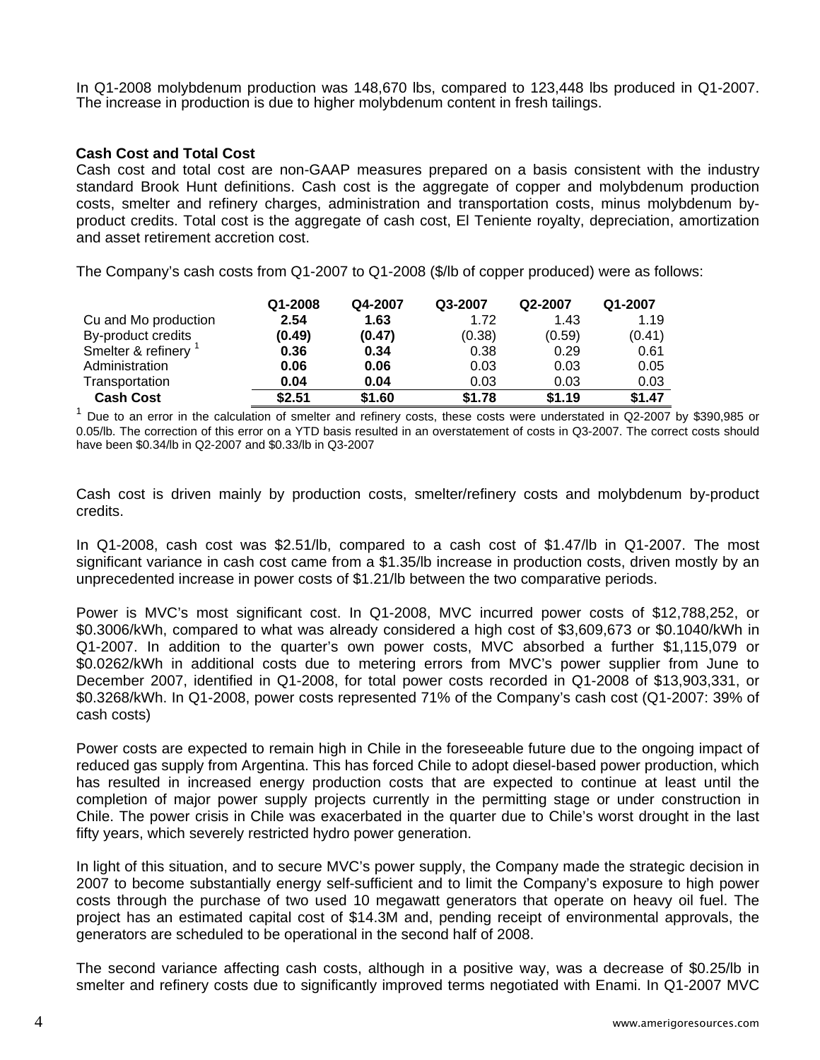In Q1-2008 molybdenum production was 148,670 lbs, compared to 123,448 lbs produced in Q1-2007. The increase in production is due to higher molybdenum content in fresh tailings.

### Cash Cost and Total Cost

Cash cost and total cost are non-GAAP measures prepared on a basis consistent with the industry standard Brook Hunt definitions. Cash cost is the aggregate of copper and molybdenum production costs, smelter and refinery charges, administration and transportation costs, minus molybdenum by-product credits. Total cost is the aggregate of cash cost, El Teniente royalty, depreciation, amortization and asset retirement accretion cost.

The Company's cash costs from Q1-2007 to Q1-2008 ($/lb of copper produced) were as follows:

| | Q1-2008 | Q4-2007 | Q3-2007 | Q2-2007 | Q1-2007 |
|---|---|---|---|---|---|
| Cu and Mo production | **2.54** | **1.63** | 1.72 | 1.43 | 1.19 |
| By-product credits | **(0.49)** | **(0.47)** | (0.38) | (0.59) | (0.41) |
| Smelter & refinery [1] | **0.36** | **0.34** | 0.38 | 0.29 | 0.61 |
| Administration | **0.06** | **0.06** | 0.03 | 0.03 | 0.05 |
| Transportation | **0.04** | **0.04** | 0.03 | 0.03 | 0.03 |
| **Cash Cost** | **$2.51** | **$1.60** | **$1.78** | **$1.19** | **$1.47** |

[1] Due to an error in the calculation of smelter and refinery costs, these costs were understated in Q2-2007 by $390,985 or 0.05/lb. The correction of this error on a YTD basis resulted in an overstatement of costs in Q3-2007. The correct costs should have been $0.34/lb in Q2-2007 and $0.33/lb in Q3-2007

Cash cost is driven mainly by production costs, smelter/refinery costs and molybdenum by-product credits.

In Q1-2008, cash cost was $2.51/lb, compared to a cash cost of $1.47/lb in Q1-2007. The most significant variance in cash cost came from a $1.35/lb increase in production costs, driven mostly by an unprecedented increase in power costs of $1.21/lb between the two comparative periods.

Power is MVC's most significant cost. In Q1-2008, MVC incurred power costs of $12,788,252, or $0.3006/kWh, compared to what was already considered a high cost of $3,609,673 or $0.1040/kWh in Q1-2007. In addition to the quarter's own power costs, MVC absorbed a further $1,115,079 or $0.0262/kWh in additional costs due to metering errors from MVC's power supplier from June to December 2007, identified in Q1-2008, for total power costs recorded in Q1-2008 of $13,903,331, or $0.3268/kWh. In Q1-2008, power costs represented 71% of the Company's cash cost (Q1-2007: 39% of cash costs)

Power costs are expected to remain high in Chile in the foreseeable future due to the ongoing impact of reduced gas supply from Argentina. This has forced Chile to adopt diesel-based power production, which has resulted in increased energy production costs that are expected to continue at least until the completion of major power supply projects currently in the permitting stage or under construction in Chile. The power crisis in Chile was exacerbated in the quarter due to Chile's worst drought in the last fifty years, which severely restricted hydro power generation.

In light of this situation, and to secure MVC's power supply, the Company made the strategic decision in 2007 to become substantially energy self-sufficient and to limit the Company's exposure to high power costs through the purchase of two used 10 megawatt generators that operate on heavy oil fuel. The project has an estimated capital cost of $14.3M and, pending receipt of environmental approvals, the generators are scheduled to be operational in the second half of 2008.

The second variance affecting cash costs, although in a positive way, was a decrease of $0.25/lb in smelter and refinery costs due to significantly improved terms negotiated with Enami. In Q1-2007 MVC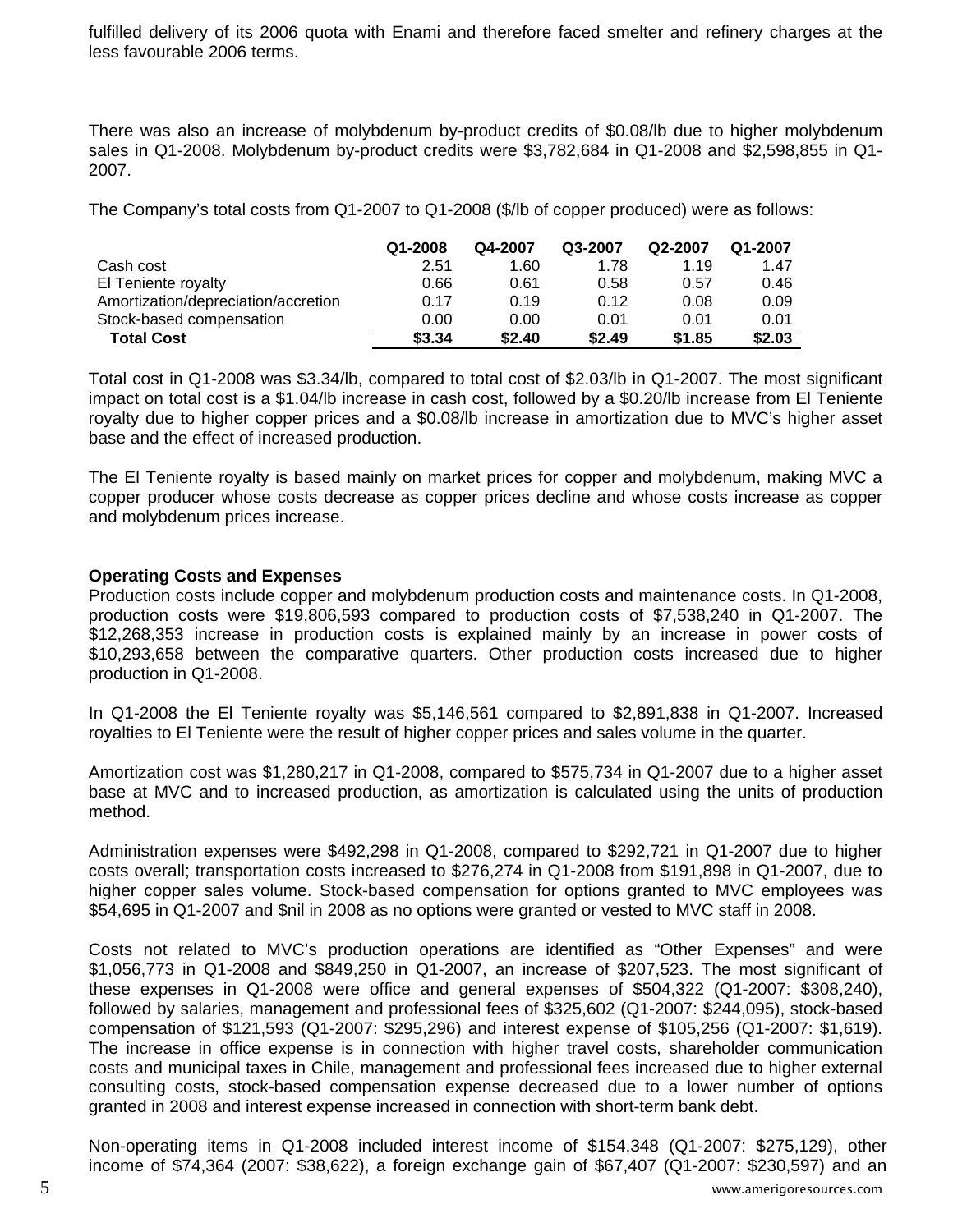fulfilled delivery of its 2006 quota with Enami and therefore faced smelter and refinery charges at the less favourable 2006 terms.

There was also an increase of molybdenum by-product credits of $0.08/lb due to higher molybdenum sales in Q1-2008. Molybdenum by-product credits were $3,782,684 in Q1-2008 and $2,598,855 in Q1-2007.

The Company's total costs from Q1-2007 to Q1-2008 ($/lb of copper produced) were as follows:

| | Q1-2008 | Q4-2007 | Q3-2007 | Q2-2007 | Q1-2007 |
|---|---|---|---|---|---|
| Cash cost | 2.51 | 1.60 | 1.78 | 1.19 | 1.47 |
| El Teniente royalty | 0.66 | 0.61 | 0.58 | 0.57 | 0.46 |
| Amortization/depreciation/accretion | 0.17 | 0.19 | 0.12 | 0.08 | 0.09 |
| Stock-based compensation | 0.00 | 0.00 | 0.01 | 0.01 | 0.01 |
| **Total Cost** | **$3.34** | **$2.40** | **$2.49** | **$1.85** | **$2.03** |

Total cost in Q1-2008 was $3.34/lb, compared to total cost of $2.03/lb in Q1-2007. The most significant impact on total cost is a $1.04/lb increase in cash cost, followed by a $0.20/lb increase from El Teniente royalty due to higher copper prices and a $0.08/lb increase in amortization due to MVC's higher asset base and the effect of increased production.

The El Teniente royalty is based mainly on market prices for copper and molybdenum, making MVC a copper producer whose costs decrease as copper prices decline and whose costs increase as copper and molybdenum prices increase.

**Operating Costs and Expenses**

Production costs include copper and molybdenum production costs and maintenance costs. In Q1-2008, production costs were $19,806,593 compared to production costs of $7,538,240 in Q1-2007. The $12,268,353 increase in production costs is explained mainly by an increase in power costs of $10,293,658 between the comparative quarters. Other production costs increased due to higher production in Q1-2008.

In Q1-2008 the El Teniente royalty was $5,146,561 compared to $2,891,838 in Q1-2007. Increased royalties to El Teniente were the result of higher copper prices and sales volume in the quarter.

Amortization cost was $1,280,217 in Q1-2008, compared to $575,734 in Q1-2007 due to a higher asset base at MVC and to increased production, as amortization is calculated using the units of production method.

Administration expenses were $492,298 in Q1-2008, compared to $292,721 in Q1-2007 due to higher costs overall; transportation costs increased to $276,274 in Q1-2008 from $191,898 in Q1-2007, due to higher copper sales volume. Stock-based compensation for options granted to MVC employees was $54,695 in Q1-2007 and $nil in 2008 as no options were granted or vested to MVC staff in 2008.

Costs not related to MVC's production operations are identified as "Other Expenses" and were $1,056,773 in Q1-2008 and $849,250 in Q1-2007, an increase of $207,523. The most significant of these expenses in Q1-2008 were office and general expenses of $504,322 (Q1-2007: $308,240), followed by salaries, management and professional fees of $325,602 (Q1-2007: $244,095), stock-based compensation of $121,593 (Q1-2007: $295,296) and interest expense of $105,256 (Q1-2007: $1,619). The increase in office expense is in connection with higher travel costs, shareholder communication costs and municipal taxes in Chile, management and professional fees increased due to higher external consulting costs, stock-based compensation expense decreased due to a lower number of options granted in 2008 and interest expense increased in connection with short-term bank debt.

Non-operating items in Q1-2008 included interest income of $154,348 (Q1-2007: $275,129), other income of $74,364 (2007: $38,622), a foreign exchange gain of $67,407 (Q1-2007: $230,597) and an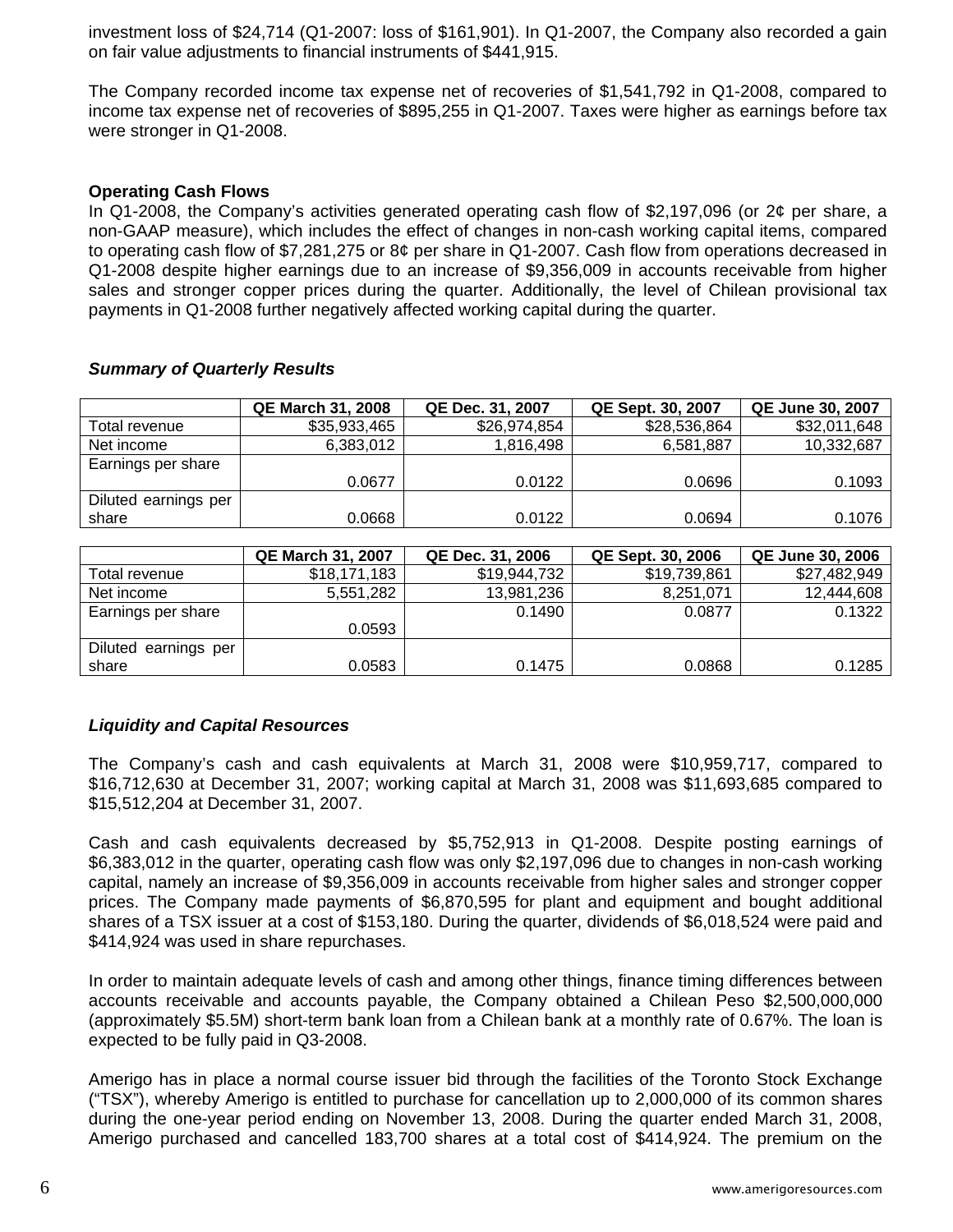investment loss of $24,714 (Q1-2007: loss of $161,901). In Q1-2007, the Company also recorded a gain on fair value adjustments to financial instruments of $441,915.

The Company recorded income tax expense net of recoveries of $1,541,792 in Q1-2008, compared to income tax expense net of recoveries of $895,255 in Q1-2007. Taxes were higher as earnings before tax were stronger in Q1-2008.

**Operating Cash Flows**

In Q1-2008, the Company's activities generated operating cash flow of $2,197,096 (or 2¢ per share, a non-GAAP measure), which includes the effect of changes in non-cash working capital items, compared to operating cash flow of $7,281,275 or 8¢ per share in Q1-2007. Cash flow from operations decreased in Q1-2008 despite higher earnings due to an increase of $9,356,009 in accounts receivable from higher sales and stronger copper prices during the quarter. Additionally, the level of Chilean provisional tax payments in Q1-2008 further negatively affected working capital during the quarter.

***Summary of Quarterly Results***

| | QE March 31, 2008 | QE Dec. 31, 2007 | QE Sept. 30, 2007 | QE June 30, 2007 |
|---|---|---|---|---|
| Total revenue | $35,933,465 | $26,974,854 | $28,536,864 | $32,011,648 |
| Net income | 6,383,012 | 1,816,498 | 6,581,887 | 10,332,687 |
| Earnings per share | 0.0677 | 0.0122 | 0.0696 | 0.1093 |
| Diluted earnings per share | 0.0668 | 0.0122 | 0.0694 | 0.1076 |

| | QE March 31, 2007 | QE Dec. 31, 2006 | QE Sept. 30, 2006 | QE June 30, 2006 |
|---|---|---|---|---|
| Total revenue | $18,171,183 | $19,944,732 | $19,739,861 | $27,482,949 |
| Net income | 5,551,282 | 13,981,236 | 8,251,071 | 12,444,608 |
| Earnings per share | 0.0593 | 0.1490 | 0.0877 | 0.1322 |
| Diluted earnings per share | 0.0583 | 0.1475 | 0.0868 | 0.1285 |

***Liquidity and Capital Resources***

The Company's cash and cash equivalents at March 31, 2008 were $10,959,717, compared to $16,712,630 at December 31, 2007; working capital at March 31, 2008 was $11,693,685 compared to $15,512,204 at December 31, 2007.

Cash and cash equivalents decreased by $5,752,913 in Q1-2008. Despite posting earnings of $6,383,012 in the quarter, operating cash flow was only $2,197,096 due to changes in non-cash working capital, namely an increase of $9,356,009 in accounts receivable from higher sales and stronger copper prices. The Company made payments of $6,870,595 for plant and equipment and bought additional shares of a TSX issuer at a cost of $153,180. During the quarter, dividends of $6,018,524 were paid and $414,924 was used in share repurchases.

In order to maintain adequate levels of cash and among other things, finance timing differences between accounts receivable and accounts payable, the Company obtained a Chilean Peso $2,500,000,000 (approximately $5.5M) short-term bank loan from a Chilean bank at a monthly rate of 0.67%. The loan is expected to be fully paid in Q3-2008.

Amerigo has in place a normal course issuer bid through the facilities of the Toronto Stock Exchange ("TSX"), whereby Amerigo is entitled to purchase for cancellation up to 2,000,000 of its common shares during the one-year period ending on November 13, 2008. During the quarter ended March 31, 2008, Amerigo purchased and cancelled 183,700 shares at a total cost of $414,924. The premium on the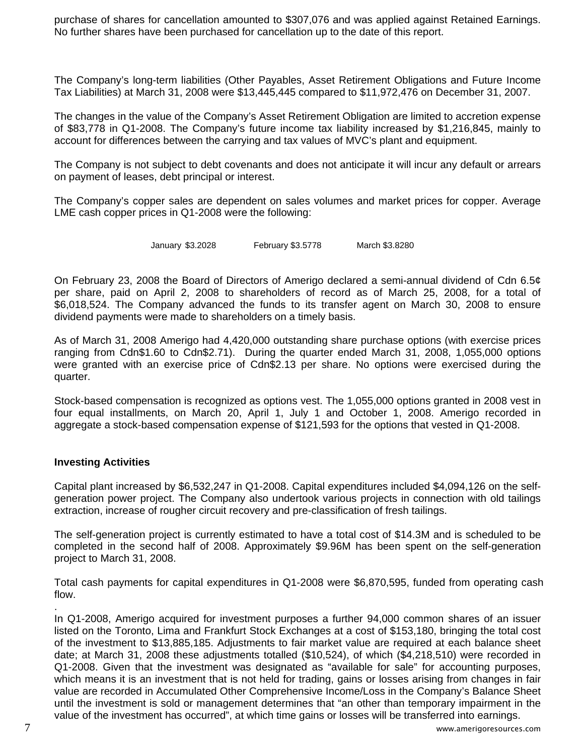purchase of shares for cancellation amounted to $307,076 and was applied against Retained Earnings. No further shares have been purchased for cancellation up to the date of this report.

The Company's long-term liabilities (Other Payables, Asset Retirement Obligations and Future Income Tax Liabilities) at March 31, 2008 were $13,445,445 compared to $11,972,476 on December 31, 2007.

The changes in the value of the Company's Asset Retirement Obligation are limited to accretion expense of $83,778 in Q1-2008. The Company's future income tax liability increased by $1,216,845, mainly to account for differences between the carrying and tax values of MVC's plant and equipment.

The Company is not subject to debt covenants and does not anticipate it will incur any default or arrears on payment of leases, debt principal or interest.

The Company's copper sales are dependent on sales volumes and market prices for copper. Average LME cash copper prices in Q1-2008 were the following:

January $3.2028 February $3.5778 March $3.8280

On February 23, 2008 the Board of Directors of Amerigo declared a semi-annual dividend of Cdn 6.5¢ per share, paid on April 2, 2008 to shareholders of record as of March 25, 2008, for a total of $6,018,524. The Company advanced the funds to its transfer agent on March 30, 2008 to ensure dividend payments were made to shareholders on a timely basis.

As of March 31, 2008 Amerigo had 4,420,000 outstanding share purchase options (with exercise prices ranging from Cdn$1.60 to Cdn$2.71). During the quarter ended March 31, 2008, 1,055,000 options were granted with an exercise price of Cdn$2.13 per share. No options were exercised during the quarter.

Stock-based compensation is recognized as options vest. The 1,055,000 options granted in 2008 vest in four equal installments, on March 20, April 1, July 1 and October 1, 2008. Amerigo recorded in aggregate a stock-based compensation expense of $121,593 for the options that vested in Q1-2008.

**Investing Activities**

Capital plant increased by $6,532,247 in Q1-2008. Capital expenditures included $4,094,126 on the self-generation power project. The Company also undertook various projects in connection with old tailings extraction, increase of rougher circuit recovery and pre-classification of fresh tailings.

The self-generation project is currently estimated to have a total cost of $14.3M and is scheduled to be completed in the second half of 2008. Approximately $9.96M has been spent on the self-generation project to March 31, 2008.

Total cash payments for capital expenditures in Q1-2008 were $6,870,595, funded from operating cash flow.

In Q1-2008, Amerigo acquired for investment purposes a further 94,000 common shares of an issuer listed on the Toronto, Lima and Frankfurt Stock Exchanges at a cost of $153,180, bringing the total cost of the investment to $13,885,185. Adjustments to fair market value are required at each balance sheet date; at March 31, 2008 these adjustments totalled ($10,524), of which ($4,218,510) were recorded in Q1-2008. Given that the investment was designated as "available for sale" for accounting purposes, which means it is an investment that is not held for trading, gains or losses arising from changes in fair value are recorded in Accumulated Other Comprehensive Income/Loss in the Company's Balance Sheet until the investment is sold or management determines that "an other than temporary impairment in the value of the investment has occurred", at which time gains or losses will be transferred into earnings.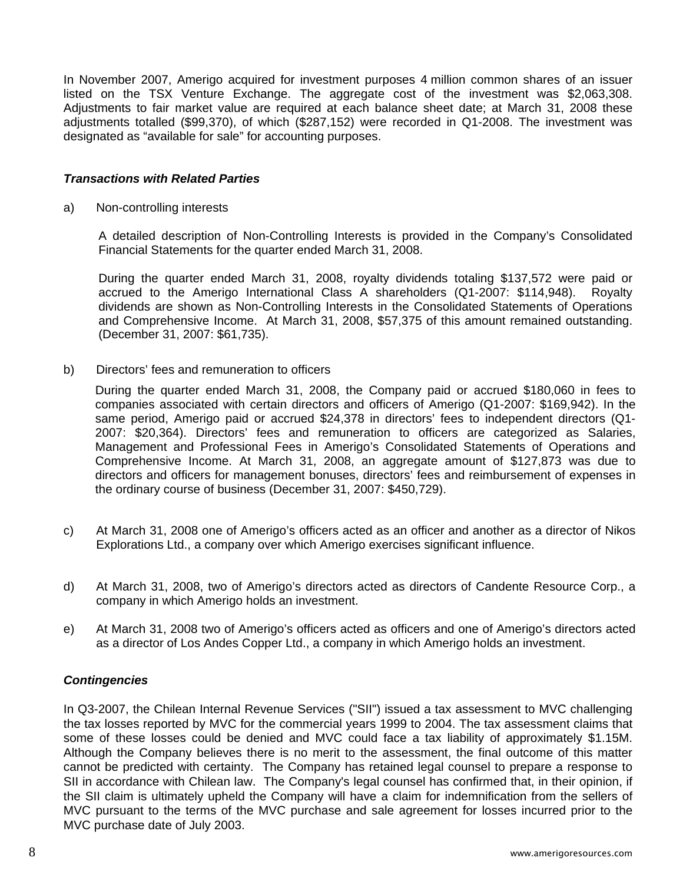In November 2007, Amerigo acquired for investment purposes 4 million common shares of an issuer listed on the TSX Venture Exchange. The aggregate cost of the investment was $2,063,308. Adjustments to fair market value are required at each balance sheet date; at March 31, 2008 these adjustments totalled ($99,370), of which ($287,152) were recorded in Q1-2008. The investment was designated as "available for sale" for accounting purposes.

### *Transactions with Related Parties*

a) Non-controlling interests

A detailed description of Non-Controlling Interests is provided in the Company's Consolidated Financial Statements for the quarter ended March 31, 2008.

During the quarter ended March 31, 2008, royalty dividends totaling $137,572 were paid or accrued to the Amerigo International Class A shareholders (Q1-2007: $114,948). Royalty dividends are shown as Non-Controlling Interests in the Consolidated Statements of Operations and Comprehensive Income. At March 31, 2008, $57,375 of this amount remained outstanding. (December 31, 2007: $61,735).

b) Directors' fees and remuneration to officers

During the quarter ended March 31, 2008, the Company paid or accrued $180,060 in fees to companies associated with certain directors and officers of Amerigo (Q1-2007: $169,942). In the same period, Amerigo paid or accrued $24,378 in directors' fees to independent directors (Q1-2007: $20,364). Directors' fees and remuneration to officers are categorized as Salaries, Management and Professional Fees in Amerigo's Consolidated Statements of Operations and Comprehensive Income. At March 31, 2008, an aggregate amount of $127,873 was due to directors and officers for management bonuses, directors' fees and reimbursement of expenses in the ordinary course of business (December 31, 2007: $450,729).

c) At March 31, 2008 one of Amerigo's officers acted as an officer and another as a director of Nikos Explorations Ltd., a company over which Amerigo exercises significant influence.

d) At March 31, 2008, two of Amerigo's directors acted as directors of Candente Resource Corp., a company in which Amerigo holds an investment.

e) At March 31, 2008 two of Amerigo's officers acted as officers and one of Amerigo's directors acted as a director of Los Andes Copper Ltd., a company in which Amerigo holds an investment.

### *Contingencies*

In Q3-2007, the Chilean Internal Revenue Services ("SII") issued a tax assessment to MVC challenging the tax losses reported by MVC for the commercial years 1999 to 2004. The tax assessment claims that some of these losses could be denied and MVC could face a tax liability of approximately $1.15M. Although the Company believes there is no merit to the assessment, the final outcome of this matter cannot be predicted with certainty. The Company has retained legal counsel to prepare a response to SII in accordance with Chilean law. The Company's legal counsel has confirmed that, in their opinion, if the SII claim is ultimately upheld the Company will have a claim for indemnification from the sellers of MVC pursuant to the terms of the MVC purchase and sale agreement for losses incurred prior to the MVC purchase date of July 2003.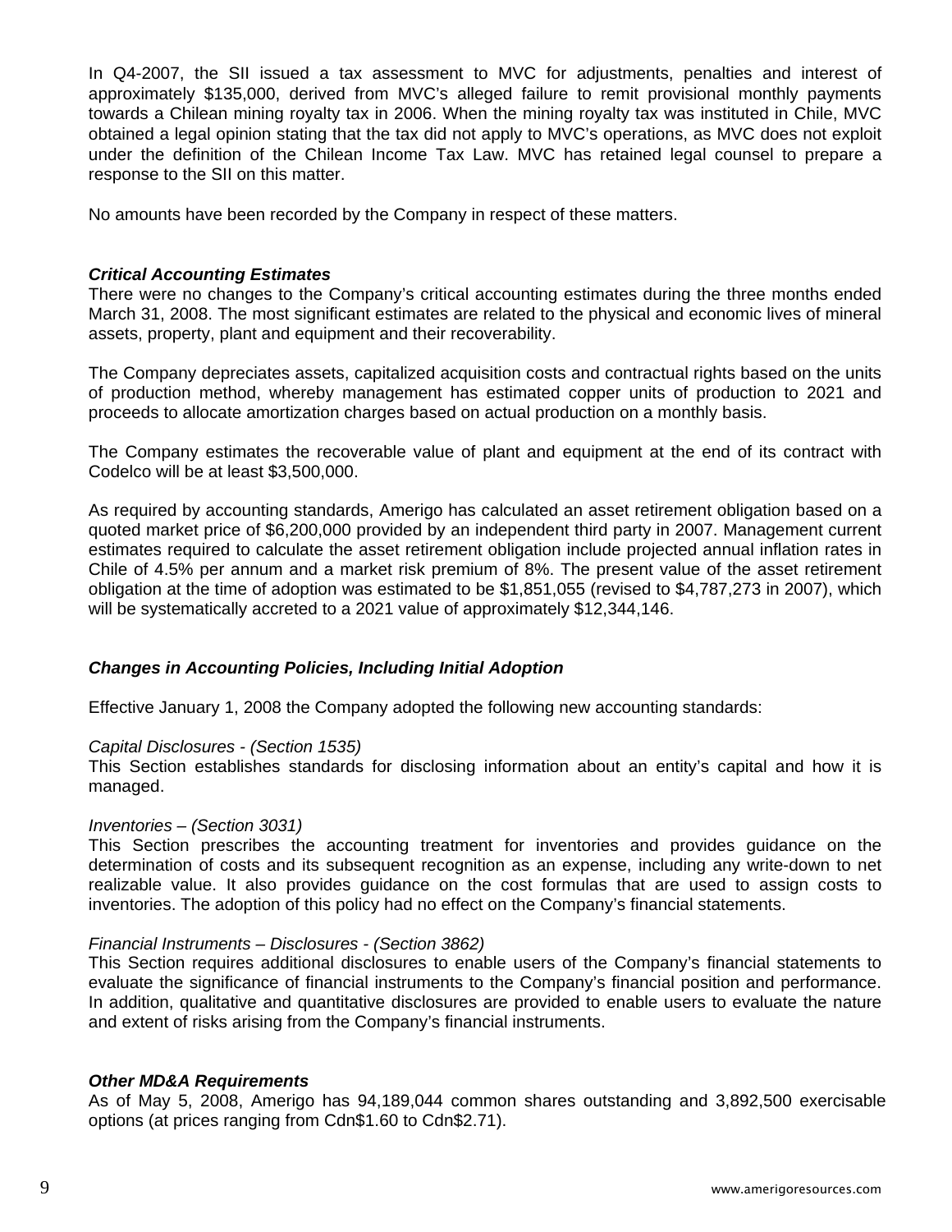In Q4-2007, the SII issued a tax assessment to MVC for adjustments, penalties and interest of approximately $135,000, derived from MVC's alleged failure to remit provisional monthly payments towards a Chilean mining royalty tax in 2006. When the mining royalty tax was instituted in Chile, MVC obtained a legal opinion stating that the tax did not apply to MVC's operations, as MVC does not exploit under the definition of the Chilean Income Tax Law. MVC has retained legal counsel to prepare a response to the SII on this matter.

No amounts have been recorded by the Company in respect of these matters.

***Critical Accounting Estimates***

There were no changes to the Company's critical accounting estimates during the three months ended March 31, 2008. The most significant estimates are related to the physical and economic lives of mineral assets, property, plant and equipment and their recoverability.

The Company depreciates assets, capitalized acquisition costs and contractual rights based on the units of production method, whereby management has estimated copper units of production to 2021 and proceeds to allocate amortization charges based on actual production on a monthly basis.

The Company estimates the recoverable value of plant and equipment at the end of its contract with Codelco will be at least $3,500,000.

As required by accounting standards, Amerigo has calculated an asset retirement obligation based on a quoted market price of $6,200,000 provided by an independent third party in 2007. Management current estimates required to calculate the asset retirement obligation include projected annual inflation rates in Chile of 4.5% per annum and a market risk premium of 8%. The present value of the asset retirement obligation at the time of adoption was estimated to be $1,851,055 (revised to $4,787,273 in 2007), which will be systematically accreted to a 2021 value of approximately $12,344,146.

***Changes in Accounting Policies, Including Initial Adoption***

Effective January 1, 2008 the Company adopted the following new accounting standards:

*Capital Disclosures - (Section 1535)*

This Section establishes standards for disclosing information about an entity's capital and how it is managed.

*Inventories – (Section 3031)*

This Section prescribes the accounting treatment for inventories and provides guidance on the determination of costs and its subsequent recognition as an expense, including any write-down to net realizable value. It also provides guidance on the cost formulas that are used to assign costs to inventories. The adoption of this policy had no effect on the Company's financial statements.

*Financial Instruments – Disclosures - (Section 3862)*

This Section requires additional disclosures to enable users of the Company's financial statements to evaluate the significance of financial instruments to the Company's financial position and performance. In addition, qualitative and quantitative disclosures are provided to enable users to evaluate the nature and extent of risks arising from the Company's financial instruments.

***Other MD&A Requirements***

As of May 5, 2008, Amerigo has 94,189,044 common shares outstanding and 3,892,500 exercisable options (at prices ranging from Cdn$1.60 to Cdn$2.71).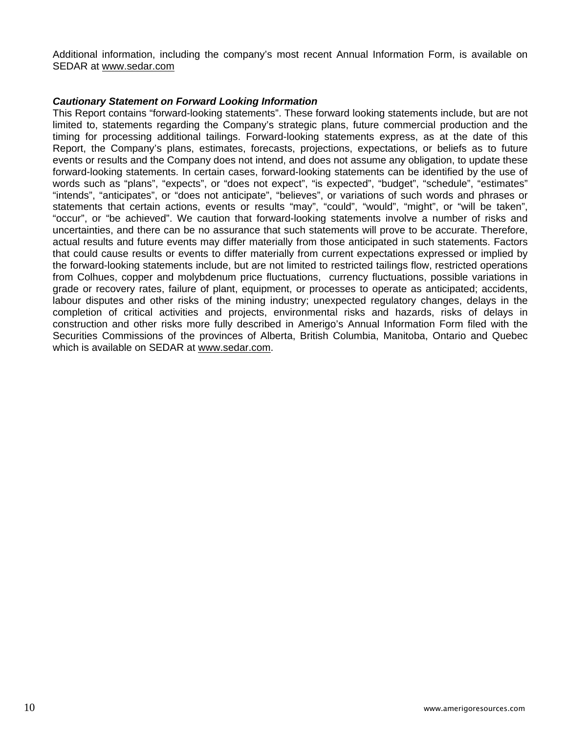Additional information, including the company's most recent Annual Information Form, is available on SEDAR at www.sedar.com

***Cautionary Statement on Forward Looking Information***

This Report contains "forward-looking statements". These forward looking statements include, but are not limited to, statements regarding the Company's strategic plans, future commercial production and the timing for processing additional tailings. Forward-looking statements express, as at the date of this Report, the Company's plans, estimates, forecasts, projections, expectations, or beliefs as to future events or results and the Company does not intend, and does not assume any obligation, to update these forward-looking statements. In certain cases, forward-looking statements can be identified by the use of words such as "plans", "expects", or "does not expect", "is expected", "budget", "schedule", "estimates" "intends", "anticipates", or "does not anticipate", "believes", or variations of such words and phrases or statements that certain actions, events or results "may", "could", "would", "might", or "will be taken", "occur", or "be achieved". We caution that forward-looking statements involve a number of risks and uncertainties, and there can be no assurance that such statements will prove to be accurate. Therefore, actual results and future events may differ materially from those anticipated in such statements. Factors that could cause results or events to differ materially from current expectations expressed or implied by the forward-looking statements include, but are not limited to restricted tailings flow, restricted operations from Colhues, copper and molybdenum price fluctuations, currency fluctuations, possible variations in grade or recovery rates, failure of plant, equipment, or processes to operate as anticipated; accidents, labour disputes and other risks of the mining industry; unexpected regulatory changes, delays in the completion of critical activities and projects, environmental risks and hazards, risks of delays in construction and other risks more fully described in Amerigo's Annual Information Form filed with the Securities Commissions of the provinces of Alberta, British Columbia, Manitoba, Ontario and Quebec which is available on SEDAR at www.sedar.com.